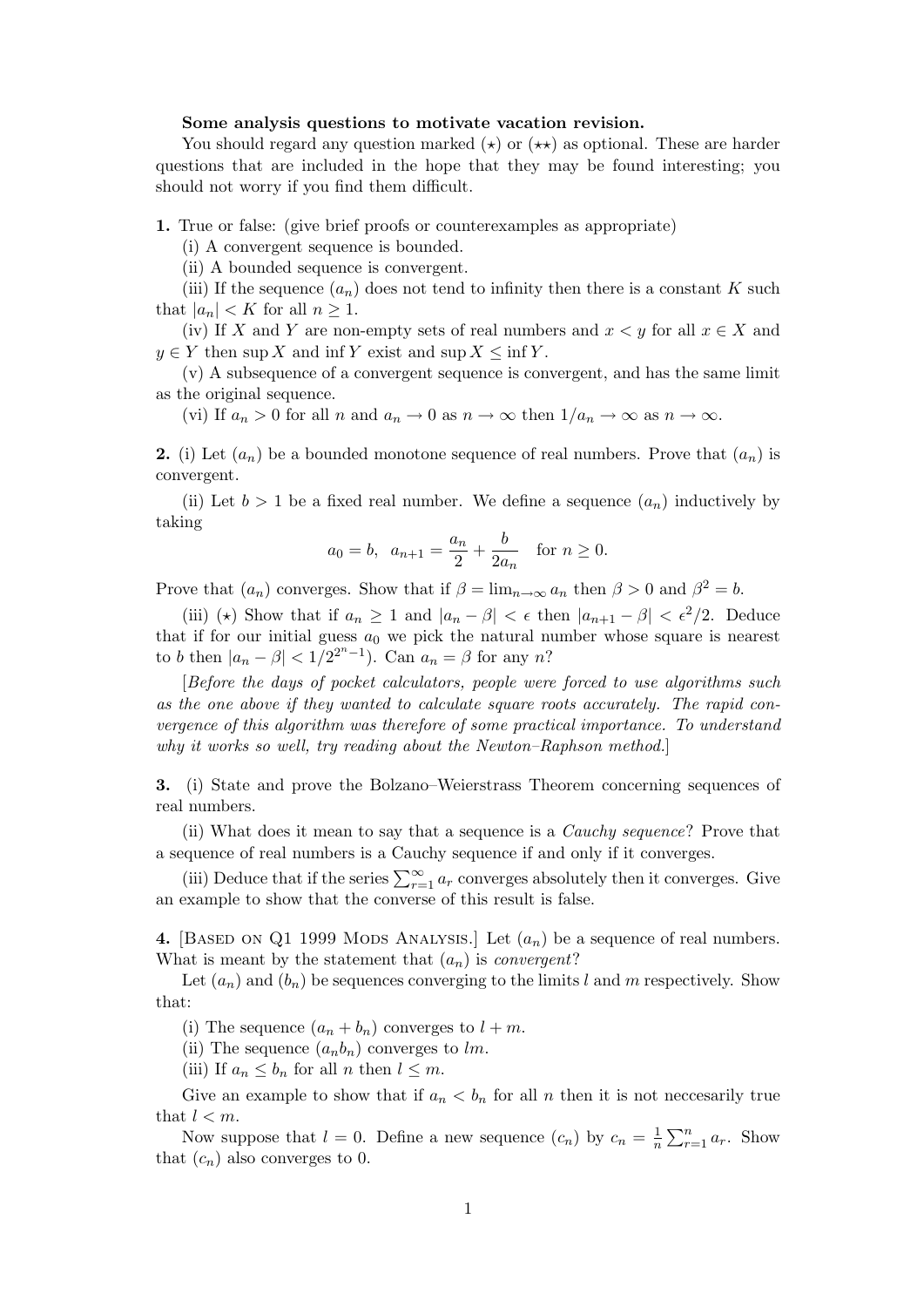**Some analysis questions to motivate vacation revision.**

You should regard any question marked ($\star$) or ($\star\star$) as optional. These are harder questions that are included in the hope that they may be found interesting; you should not worry if you find them difficult.

**1.** True or false: (give brief proofs or counterexamples as appropriate)

(i) A convergent sequence is bounded.

(ii) A bounded sequence is convergent.

(iii) If the sequence $(a_n)$ does not tend to infinity then there is a constant $K$ such that $|a_n| < K$ for all $n \geq 1$.

(iv) If $X$ and $Y$ are non-empty sets of real numbers and $x < y$ for all $x \in X$ and $y \in Y$ then $\sup X$ and $\inf Y$ exist and $\sup X \leq \inf Y$.

(v) A subsequence of a convergent sequence is convergent, and has the same limit as the original sequence.

(vi) If $a_n > 0$ for all $n$ and $a_n \to 0$ as $n \to \infty$ then $1/a_n \to \infty$ as $n \to \infty$.

**2.** (i) Let $(a_n)$ be a bounded monotone sequence of real numbers. Prove that $(a_n)$ is convergent.

(ii) Let $b > 1$ be a fixed real number. We define a sequence $(a_n)$ inductively by taking

$$a_0 = b, \quad a_{n+1} = \frac{a_n}{2} + \frac{b}{2a_n} \quad \text{for } n \geq 0.$$

Prove that $(a_n)$ converges. Show that if $\beta = \lim_{n\to\infty} a_n$ then $\beta > 0$ and $\beta^2 = b$.

(iii) ($\star$) Show that if $a_n \geq 1$ and $|a_n - \beta| < \epsilon$ then $|a_{n+1} - \beta| < \epsilon^2/2$. Deduce that if for our initial guess $a_0$ we pick the natural number whose square is nearest to $b$ then $|a_n - \beta| < 1/2^{2^n - 1})$. Can $a_n = \beta$ for any $n$?

[*Before the days of pocket calculators, people were forced to use algorithms such as the one above if they wanted to calculate square roots accurately. The rapid convergence of this algorithm was therefore of some practical importance. To understand why it works so well, try reading about the Newton–Raphson method.*]

**3.** (i) State and prove the Bolzano–Weierstrass Theorem concerning sequences of real numbers.

(ii) What does it mean to say that a sequence is a *Cauchy sequence*? Prove that a sequence of real numbers is a Cauchy sequence if and only if it converges.

(iii) Deduce that if the series $\sum_{r=1}^{\infty} a_r$ converges absolutely then it converges. Give an example to show that the converse of this result is false.

**4.** [Based on Q1 1999 Mods Analysis.] Let $(a_n)$ be a sequence of real numbers. What is meant by the statement that $(a_n)$ is *convergent*?

Let $(a_n)$ and $(b_n)$ be sequences converging to the limits $l$ and $m$ respectively. Show that:

(i) The sequence $(a_n + b_n)$ converges to $l + m$.

(ii) The sequence $(a_n b_n)$ converges to $lm$.

(iii) If $a_n \leq b_n$ for all $n$ then $l \leq m$.

Give an example to show that if $a_n < b_n$ for all $n$ then it is not neccesarily true that $l < m$.

Now suppose that $l = 0$. Define a new sequence $(c_n)$ by $c_n = \frac{1}{n}\sum_{r=1}^{n} a_r$. Show that $(c_n)$ also converges to 0.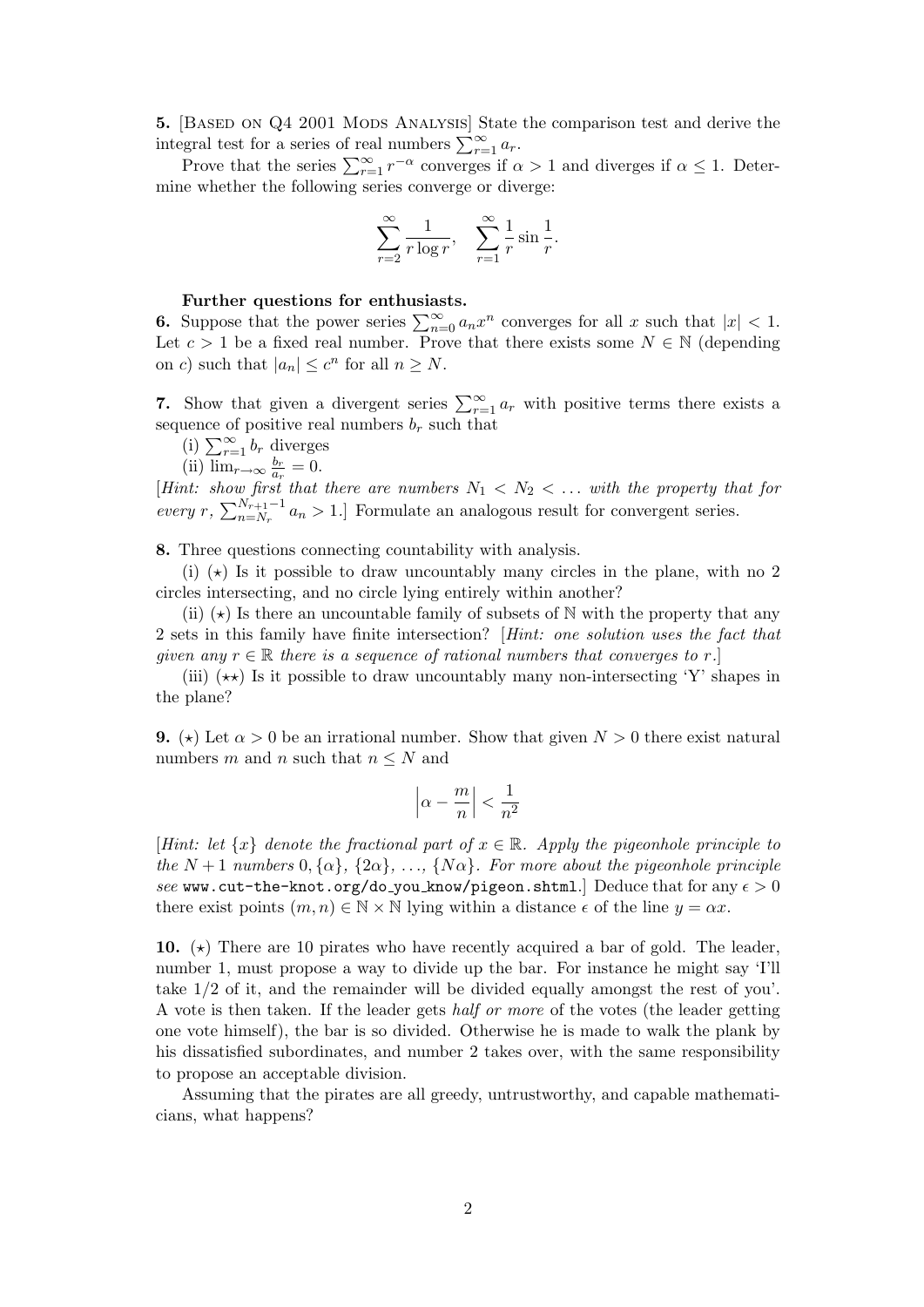**5.** [Based on Q4 2001 Mods Analysis] State the comparison test and derive the integral test for a series of real numbers $\sum_{r=1}^{\infty} a_r$.

Prove that the series $\sum_{r=1}^{\infty} r^{-\alpha}$ converges if $\alpha > 1$ and diverges if $\alpha \leq 1$. Determine whether the following series converge or diverge:

$$\sum_{r=2}^{\infty} \frac{1}{r \log r}, \quad \sum_{r=1}^{\infty} \frac{1}{r} \sin \frac{1}{r}.$$

**Further questions for enthusiasts.**

**6.** Suppose that the power series $\sum_{n=0}^{\infty} a_n x^n$ converges for all $x$ such that $|x| < 1$. Let $c > 1$ be a fixed real number. Prove that there exists some $N \in \mathbb{N}$ (depending on $c$) such that $|a_n| \leq c^n$ for all $n \geq N$.

**7.** Show that given a divergent series $\sum_{r=1}^{\infty} a_r$ with positive terms there exists a sequence of positive real numbers $b_r$ such that

(i) $\sum_{r=1}^{\infty} b_r$ diverges

(ii) $\lim_{r \to \infty} \frac{b_r}{a_r} = 0$.

[*Hint: show first that there are numbers $N_1 < N_2 < \ldots$ with the property that for every $r$, $\sum_{n=N_r}^{N_{r+1}-1} a_n > 1$.*] Formulate an analogous result for convergent series.

**8.** Three questions connecting countability with analysis.

(i) ($\star$) Is it possible to draw uncountably many circles in the plane, with no 2 circles intersecting, and no circle lying entirely within another?

(ii) ($\star$) Is there an uncountable family of subsets of $\mathbb{N}$ with the property that any 2 sets in this family have finite intersection? [*Hint: one solution uses the fact that given any $r \in \mathbb{R}$ there is a sequence of rational numbers that converges to $r$.*]

(iii) ($\star\star$) Is it possible to draw uncountably many non-intersecting 'Y' shapes in the plane?

**9.** ($\star$) Let $\alpha > 0$ be an irrational number. Show that given $N > 0$ there exist natural numbers $m$ and $n$ such that $n \leq N$ and

$$\left|\alpha - \frac{m}{n}\right| < \frac{1}{n^2}$$

[*Hint: let $\{x\}$ denote the fractional part of $x \in \mathbb{R}$. Apply the pigeonhole principle to the $N+1$ numbers $0, \{\alpha\}, \{2\alpha\}, \ldots, \{N\alpha\}$. For more about the pigeonhole principle see* `www.cut-the-knot.org/do_you_know/pigeon.shtml`.] Deduce that for any $\epsilon > 0$ there exist points $(m, n) \in \mathbb{N} \times \mathbb{N}$ lying within a distance $\epsilon$ of the line $y = \alpha x$.

**10.** ($\star$) There are 10 pirates who have recently acquired a bar of gold. The leader, number 1, must propose a way to divide up the bar. For instance he might say 'I'll take 1/2 of it, and the remainder will be divided equally amongst the rest of you'. A vote is then taken. If the leader gets *half or more* of the votes (the leader getting one vote himself), the bar is so divided. Otherwise he is made to walk the plank by his dissatisfied subordinates, and number 2 takes over, with the same responsibility to propose an acceptable division.

Assuming that the pirates are all greedy, untrustworthy, and capable mathematicians, what happens?